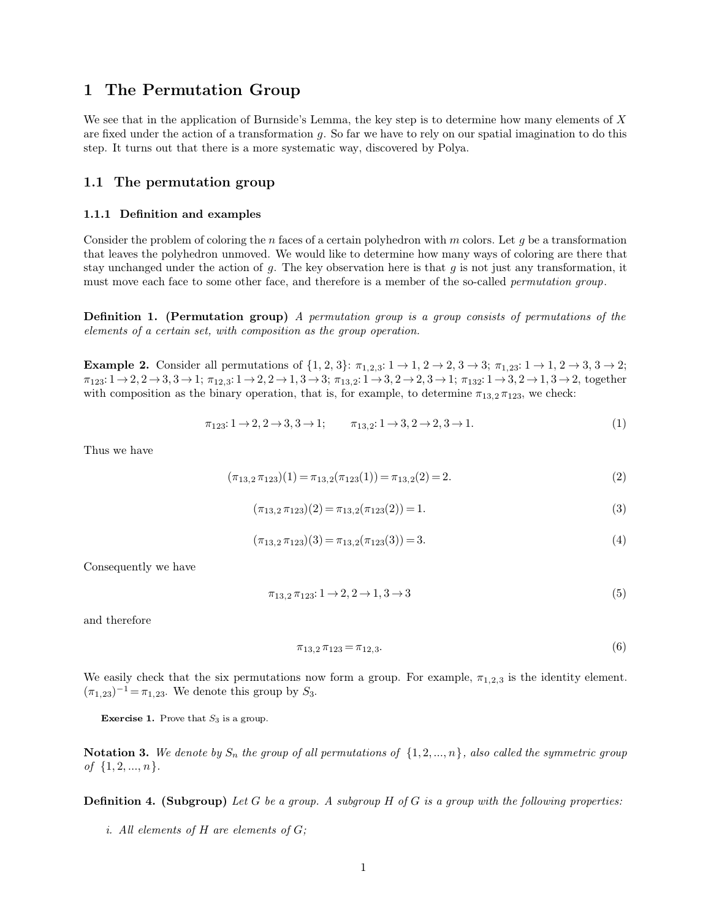# 1 The Permutation Group

We see that in the application of Burnside's Lemma, the key step is to determine how many elements of $X$ are fixed under the action of a transformation $g$. So far we have to rely on our spatial imagination to do this step. It turns out that there is a more systematic way, discovered by Polya.

## 1.1 The permutation group

### 1.1.1 Definition and examples

Consider the problem of coloring the $n$ faces of a certain polyhedron with $m$ colors. Let $g$ be a transformation that leaves the polyhedron unmoved. We would like to determine how many ways of coloring are there that stay unchanged under the action of $g$. The key observation here is that $g$ is not just any transformation, it must move each face to some other face, and therefore is a member of the so-called *permutation group*.

**Definition 1. (Permutation group)** *A permutation group is a group consists of permutations of the elements of a certain set, with composition as the group operation.*

**Example 2.** Consider all permutations of $\{1, 2, 3\}$: $\pi_{1,2,3}$: $1 \rightarrow 1$, $2 \rightarrow 2$, $3 \rightarrow 3$; $\pi_{1,23}$: $1 \rightarrow 1$, $2 \rightarrow 3$, $3 \rightarrow 2$; $\pi_{123}$: $1 \rightarrow 2, 2 \rightarrow 3, 3 \rightarrow 1$; $\pi_{12,3}$: $1 \rightarrow 2, 2 \rightarrow 1, 3 \rightarrow 3$; $\pi_{13,2}$: $1 \rightarrow 3, 2 \rightarrow 2, 3 \rightarrow 1$; $\pi_{132}$: $1 \rightarrow 3, 2 \rightarrow 1, 3 \rightarrow 2$, together with composition as the binary operation, that is, for example, to determine $\pi_{13,2}\,\pi_{123}$, we check:

$$\pi_{123}: 1 \rightarrow 2, 2 \rightarrow 3, 3 \rightarrow 1; \qquad \pi_{13,2}: 1 \rightarrow 3, 2 \rightarrow 2, 3 \rightarrow 1. \tag{1}$$

Thus we have

$$(\pi_{13,2}\,\pi_{123})(1) = \pi_{13,2}(\pi_{123}(1)) = \pi_{13,2}(2) = 2. \tag{2}$$

$$(\pi_{13,2}\,\pi_{123})(2) = \pi_{13,2}(\pi_{123}(2)) = 1. \tag{3}$$

$$(\pi_{13,2}\,\pi_{123})(3) = \pi_{13,2}(\pi_{123}(3)) = 3. \tag{4}$$

Consequently we have

$$\pi_{13,2}\,\pi_{123}: 1 \rightarrow 2, 2 \rightarrow 1, 3 \rightarrow 3 \tag{5}$$

and therefore

$$\pi_{13,2}\,\pi_{123} = \pi_{12,3}. \tag{6}$$

We easily check that the six permutations now form a group. For example, $\pi_{1,2,3}$ is the identity element. $(\pi_{1,23})^{-1} = \pi_{1,23}$. We denote this group by $S_3$.

**Exercise 1.** Prove that $S_3$ is a group.

**Notation 3.** *We denote by $S_n$ the group of all permutations of $\{1, 2, ..., n\}$, also called the symmetric group of $\{1, 2, ..., n\}$.*

**Definition 4. (Subgroup)** *Let $G$ be a group. A subgroup $H$ of $G$ is a group with the following properties:*

*i. All elements of $H$ are elements of $G$;*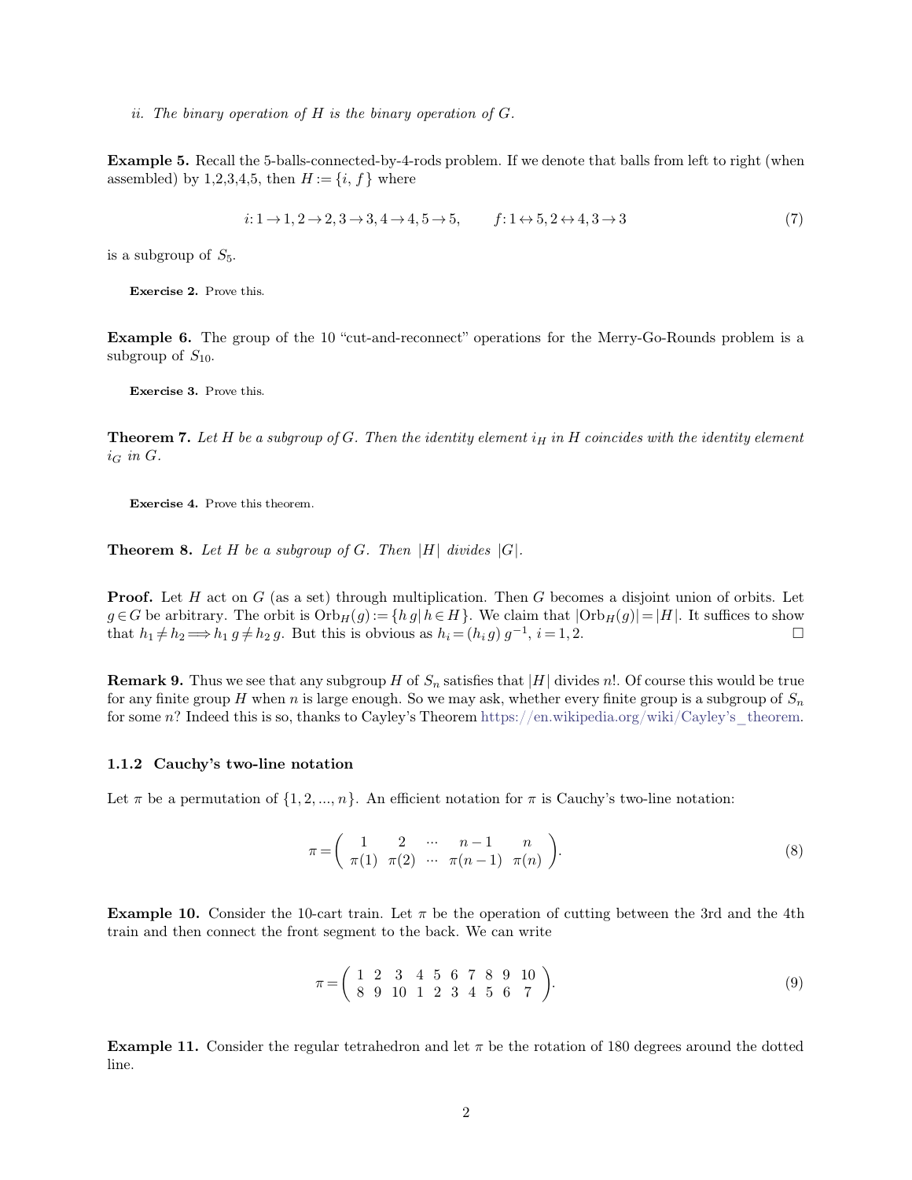*ii. The binary operation of $H$ is the binary operation of $G$.*

**Example 5.** Recall the 5-balls-connected-by-4-rods problem. If we denote that balls from left to right (when assembled) by 1,2,3,4,5, then $H := \{i, f\}$ where

$$i: 1 \rightarrow 1, 2 \rightarrow 2, 3 \rightarrow 3, 4 \rightarrow 4, 5 \rightarrow 5, \qquad f: 1 \leftrightarrow 5, 2 \leftrightarrow 4, 3 \rightarrow 3 \tag{7}$$

is a subgroup of $S_5$.

**Exercise 2.** Prove this.

**Example 6.** The group of the 10 "cut-and-reconnect" operations for the Merry-Go-Rounds problem is a subgroup of $S_{10}$.

**Exercise 3.** Prove this.

**Theorem 7.** *Let $H$ be a subgroup of $G$. Then the identity element $i_H$ in $H$ coincides with the identity element $i_G$ in $G$.*

**Exercise 4.** Prove this theorem.

**Theorem 8.** *Let $H$ be a subgroup of $G$. Then $|H|$ divides $|G|$.*

**Proof.** Let $H$ act on $G$ (as a set) through multiplication. Then $G$ becomes a disjoint union of orbits. Let $g \in G$ be arbitrary. The orbit is $\mathrm{Orb}_H(g) := \{h\, g \,|\, h \in H\}$. We claim that $|\mathrm{Orb}_H(g)| = |H|$. It suffices to show that $h_1 \neq h_2 \Longrightarrow h_1\, g \neq h_2\, g$. But this is obvious as $h_i = (h_i\, g)\, g^{-1}$, $i = 1, 2$. □

**Remark 9.** Thus we see that any subgroup $H$ of $S_n$ satisfies that $|H|$ divides $n!$. Of course this would be true for any finite group $H$ when $n$ is large enough. So we may ask, whether every finite group is a subgroup of $S_n$ for some $n$? Indeed this is so, thanks to Cayley's Theorem https://en.wikipedia.org/wiki/Cayley's_theorem.

### 1.1.2 Cauchy's two-line notation

Let $\pi$ be a permutation of $\{1, 2, ..., n\}$. An efficient notation for $\pi$ is Cauchy's two-line notation:

$$\pi = \left( \begin{array}{ccccc} 1 & 2 & \cdots & n-1 & n \\ \pi(1) & \pi(2) & \cdots & \pi(n-1) & \pi(n) \end{array} \right). \tag{8}$$

**Example 10.** Consider the 10-cart train. Let $\pi$ be the operation of cutting between the 3rd and the 4th train and then connect the front segment to the back. We can write

$$\pi = \left( \begin{array}{cccccccccc} 1 & 2 & 3 & 4 & 5 & 6 & 7 & 8 & 9 & 10 \\ 8 & 9 & 10 & 1 & 2 & 3 & 4 & 5 & 6 & 7 \end{array} \right). \tag{9}$$

**Example 11.** Consider the regular tetrahedron and let $\pi$ be the rotation of 180 degrees around the dotted line.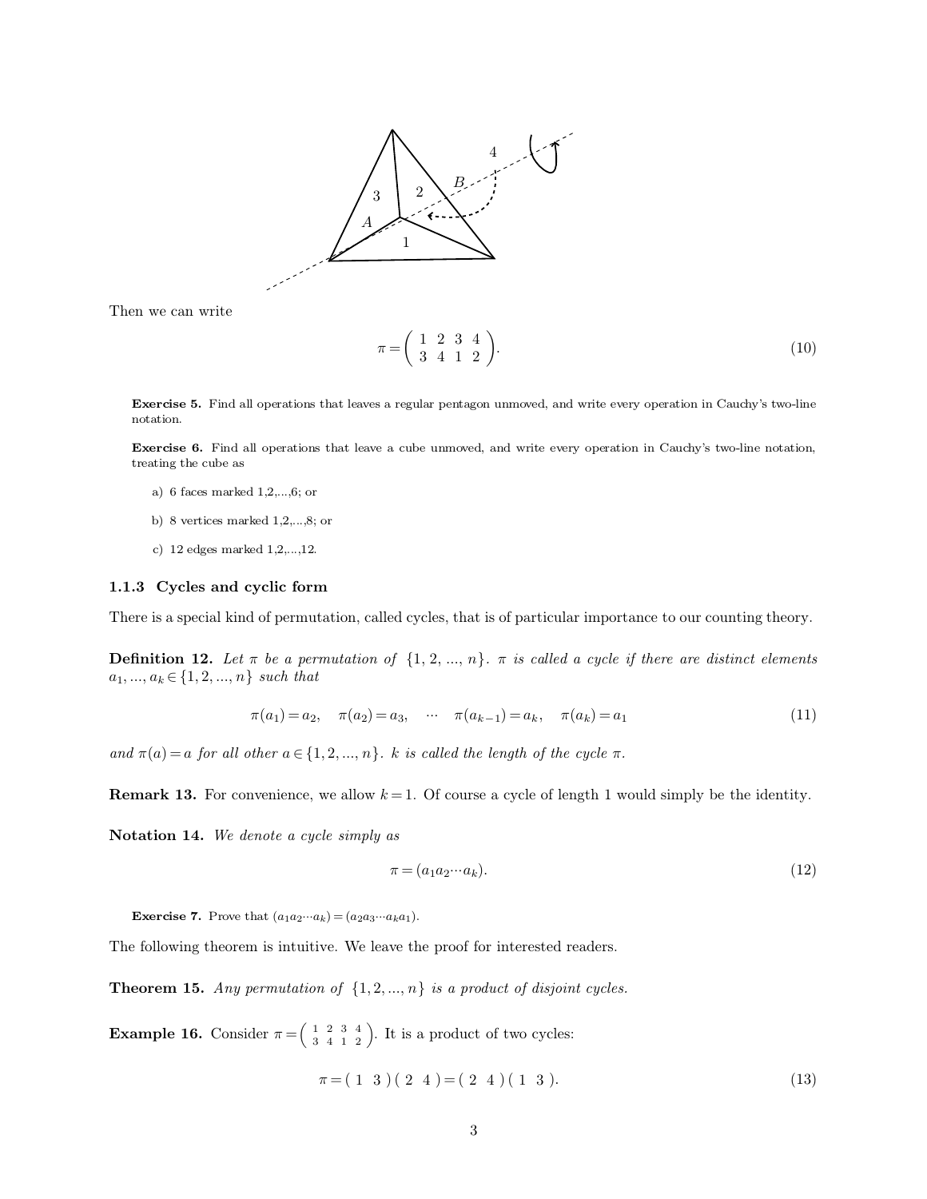Then we can write

$$\pi = \begin{pmatrix} 1 & 2 & 3 & 4 \\ 3 & 4 & 1 & 2 \end{pmatrix}. \tag{10}$$

**Exercise 5.** Find all operations that leaves a regular pentagon unmoved, and write every operation in Cauchy's two-line notation.

**Exercise 6.** Find all operations that leave a cube unmoved, and write every operation in Cauchy's two-line notation, treating the cube as

a) 6 faces marked 1,2,...,6; or

b) 8 vertices marked 1,2,...,8; or

c) 12 edges marked 1,2,...,12.

### 1.1.3 Cycles and cyclic form

There is a special kind of permutation, called cycles, that is of particular importance to our counting theory.

**Definition 12.** *Let $\pi$ be a permutation of $\{1, 2, ..., n\}$. $\pi$ is called a cycle if there are distinct elements $a_1, ..., a_k \in \{1, 2, ..., n\}$ such that*

$$\pi(a_1) = a_2, \quad \pi(a_2) = a_3, \quad \cdots \quad \pi(a_{k-1}) = a_k, \quad \pi(a_k) = a_1 \tag{11}$$

*and $\pi(a) = a$ for all other $a \in \{1, 2, ..., n\}$. $k$ is called the length of the cycle $\pi$.*

**Remark 13.** For convenience, we allow $k = 1$. Of course a cycle of length 1 would simply be the identity.

**Notation 14.** *We denote a cycle simply as*

$$\pi = (a_1 a_2 \cdots a_k). \tag{12}$$

**Exercise 7.** Prove that $(a_1 a_2 \cdots a_k) = (a_2 a_3 \cdots a_k a_1)$.

The following theorem is intuitive. We leave the proof for interested readers.

**Theorem 15.** *Any permutation of $\{1, 2, ..., n\}$ is a product of disjoint cycles.*

**Example 16.** Consider $\pi = \begin{pmatrix} 1 & 2 & 3 & 4 \\ 3 & 4 & 1 & 2 \end{pmatrix}$. It is a product of two cycles:

$$\pi = (\ 1\ \ 3\ )(\ 2\ \ 4\ ) = (\ 2\ \ 4\ )(\ 1\ \ 3\ ). \tag{13}$$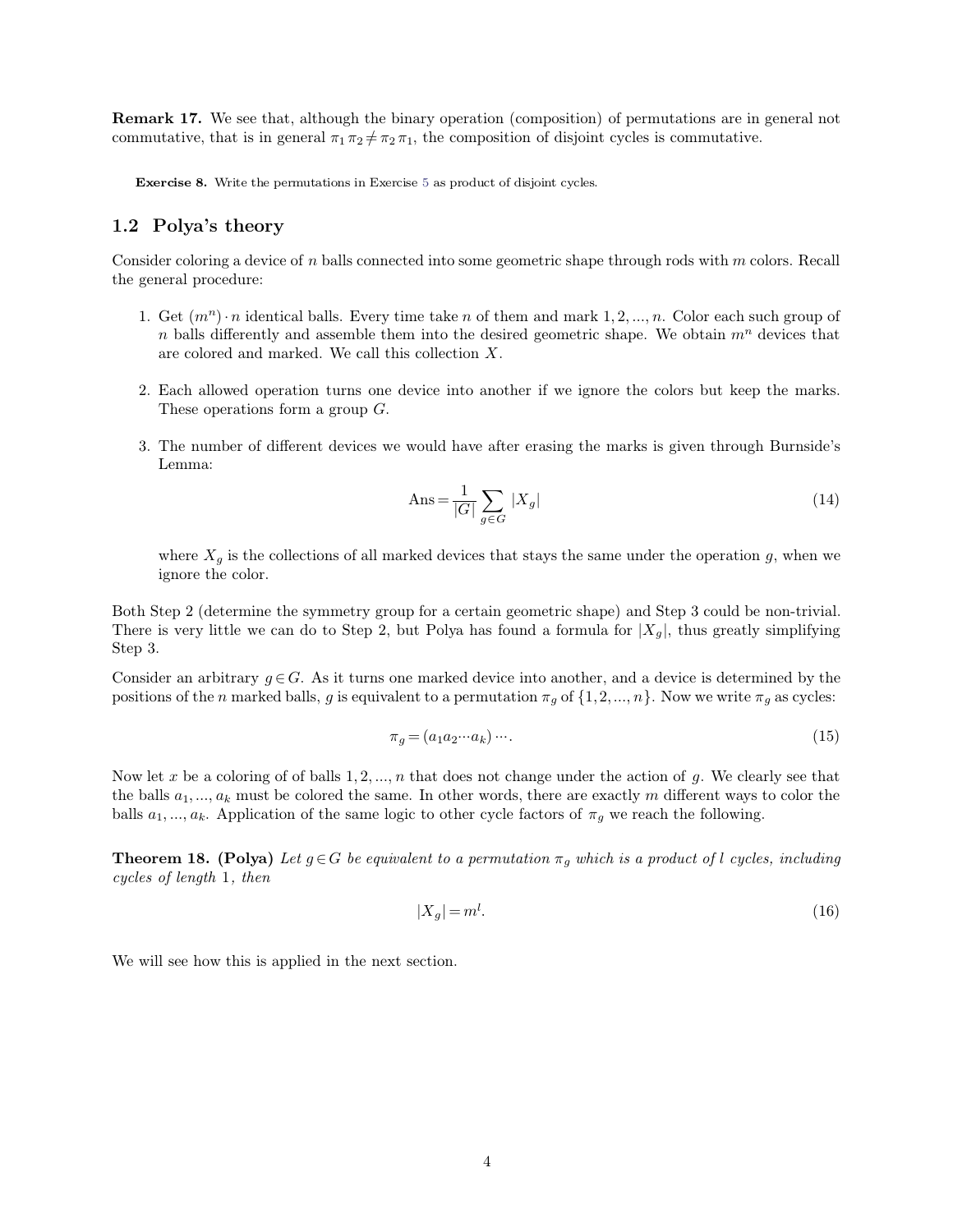**Remark 17.** We see that, although the binary operation (composition) of permutations are in general not commutative, that is in general $\pi_1 \pi_2 \neq \pi_2 \pi_1$, the composition of disjoint cycles is commutative.

**Exercise 8.** Write the permutations in Exercise 5 as product of disjoint cycles.

## 1.2 Polya's theory

Consider coloring a device of $n$ balls connected into some geometric shape through rods with $m$ colors. Recall the general procedure:

1. Get $(m^n) \cdot n$ identical balls. Every time take $n$ of them and mark $1, 2, \ldots, n$. Color each such group of $n$ balls differently and assemble them into the desired geometric shape. We obtain $m^n$ devices that are colored and marked. We call this collection $X$.

2. Each allowed operation turns one device into another if we ignore the colors but keep the marks. These operations form a group $G$.

3. The number of different devices we would have after erasing the marks is given through Burnside's Lemma:

$$\text{Ans} = \frac{1}{|G|} \sum_{g \in G} |X_g| \tag{14}$$

   where $X_g$ is the collections of all marked devices that stays the same under the operation $g$, when we ignore the color.

Both Step 2 (determine the symmetry group for a certain geometric shape) and Step 3 could be non-trivial. There is very little we can do to Step 2, but Polya has found a formula for $|X_g|$, thus greatly simplifying Step 3.

Consider an arbitrary $g \in G$. As it turns one marked device into another, and a device is determined by the positions of the $n$ marked balls, $g$ is equivalent to a permutation $\pi_g$ of $\{1, 2, \ldots, n\}$. Now we write $\pi_g$ as cycles:

$$\pi_g = (a_1 a_2 \cdots a_k) \cdots. \tag{15}$$

Now let $x$ be a coloring of of balls $1, 2, \ldots, n$ that does not change under the action of $g$. We clearly see that the balls $a_1, \ldots, a_k$ must be colored the same. In other words, there are exactly $m$ different ways to color the balls $a_1, \ldots, a_k$. Application of the same logic to other cycle factors of $\pi_g$ we reach the following.

**Theorem 18. (Polya)** *Let $g \in G$ be equivalent to a permutation $\pi_g$ which is a product of $l$ cycles, including cycles of length $1$, then*

$$|X_g| = m^l. \tag{16}$$

We will see how this is applied in the next section.